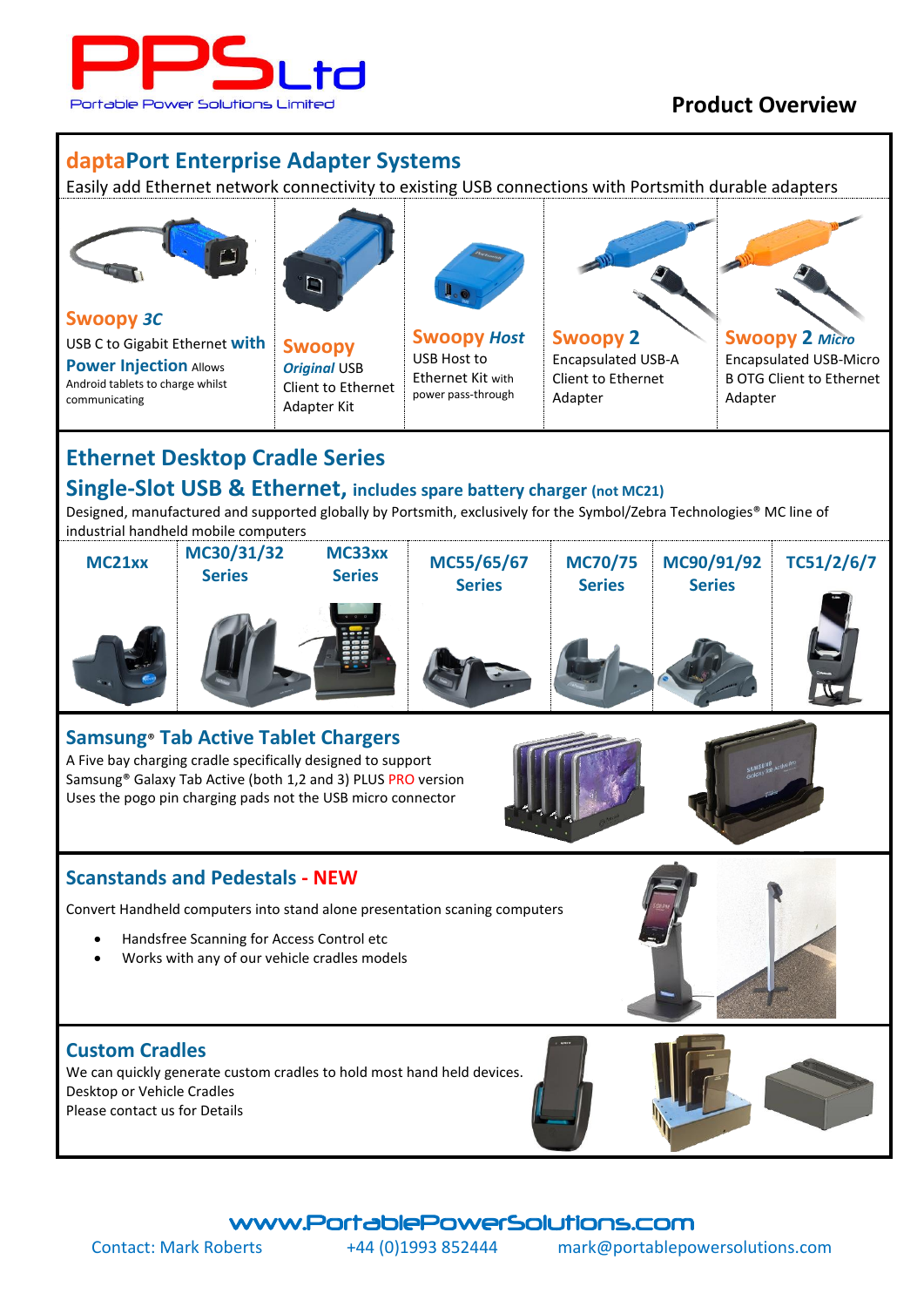# PPS Ltd

Portable Power Solutions Limited

**Product Overview**

## daptaPort Enterprise Adapter Systems

Easily add Ethernet network connectivity to existing USB connections with Portsmith durable adapters

**Swoopy *3C***
USB C to Gigabit Ethernet **with Power Injection** Allows Android tablets to charge whilst communicating

**Swoopy**
***Original*** USB Client to Ethernet Adapter Kit

**Swoopy *Host***
USB Host to Ethernet Kit with power pass-through

**Swoopy 2**
Encapsulated USB-A Client to Ethernet Adapter

**Swoopy 2 *Micro***
Encapsulated USB-Micro B OTG Client to Ethernet Adapter

## Ethernet Desktop Cradle Series

### Single-Slot USB & Ethernet, includes spare battery charger (not MC21)

Designed, manufactured and supported globally by Portsmith, exclusively for the Symbol/Zebra Technologies® MC line of industrial handheld mobile computers

| MC21xx | MC30/31/32 Series | MC33xx Series | MC55/65/67 Series | MC70/75 Series | MC90/91/92 Series | TC51/2/6/7 |
|---|---|---|---|---|---|---|

## Samsung® Tab Active Tablet Chargers

A Five bay charging cradle specifically designed to support Samsung® Galaxy Tab Active (both 1,2 and 3) PLUS PRO version
Uses the pogo pin charging pads not the USB micro connector

## Scanstands and Pedestals - NEW

Convert Handheld computers into stand alone presentation scaning computers

- Handsfree Scanning for Access Control etc
- Works with any of our vehicle cradles models

## Custom Cradles

We can quickly generate custom cradles to hold most hand held devices.
Desktop or Vehicle Cradles
Please contact us for Details

www.PortablePowerSolutions.com

Contact: Mark Roberts +44 (0)1993 852444 mark@portablepowersolutions.com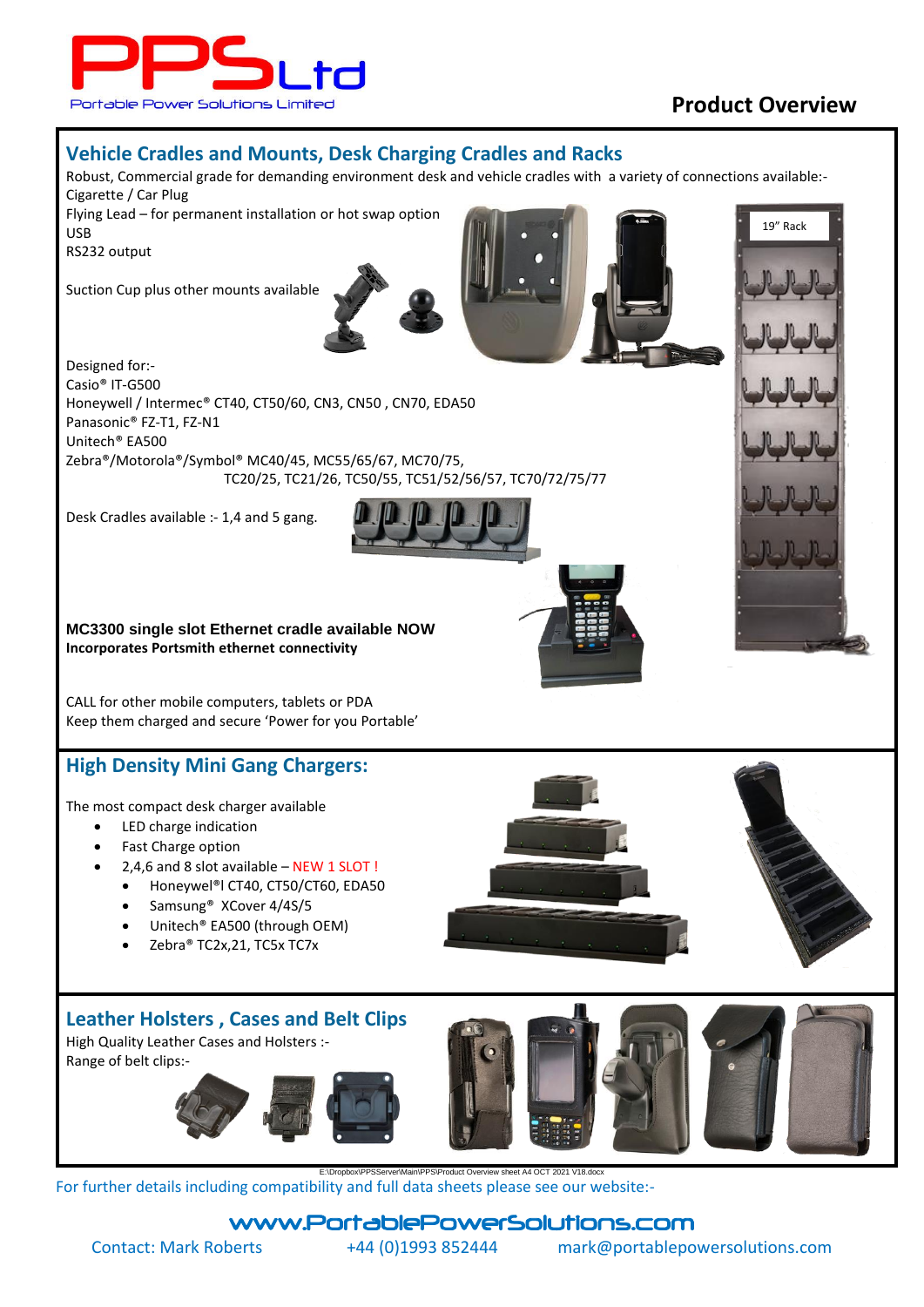# PPS Ltd

Portable Power Solutions Limited

**Product Overview**

## Vehicle Cradles and Mounts, Desk Charging Cradles and Racks

Robust, Commercial grade for demanding environment desk and vehicle cradles with a variety of connections available:-

Cigarette / Car Plug
Flying Lead – for permanent installation or hot swap option
USB
RS232 output

Suction Cup plus other mounts available

19" Rack

Designed for:-
Casio® IT-G500
Honeywell / Intermec® CT40, CT50/60, CN3, CN50 , CN70, EDA50
Panasonic® FZ-T1, FZ-N1
Unitech® EA500
Zebra®/Motorola®/Symbol® MC40/45, MC55/65/67, MC70/75,
TC20/25, TC21/26, TC50/55, TC51/52/56/57, TC70/72/75/77

Desk Cradles available :- 1,4 and 5 gang.

**MC3300 single slot Ethernet cradle available NOW**
**Incorporates Portsmith ethernet connectivity**

CALL for other mobile computers, tablets or PDA
Keep them charged and secure 'Power for you Portable'

## High Density Mini Gang Chargers:

The most compact desk charger available

- LED charge indication
- Fast Charge option
- 2,4,6 and 8 slot available – NEW 1 SLOT !
  - Honeywel®l CT40, CT50/CT60, EDA50
  - Samsung® XCover 4/4S/5
  - Unitech® EA500 (through OEM)
  - Zebra® TC2x,21, TC5x TC7x

## Leather Holsters , Cases and Belt Clips

High Quality Leather Cases and Holsters :-
Range of belt clips:-

E:\Dropbox\PPSServer\Main\PPS\Product Overview sheet A4 OCT 2021 V18.docx

For further details including compatibility and full data sheets please see our website:-

www.PortablePowerSolutions.com

Contact: Mark Roberts +44 (0)1993 852444 mark@portablepowersolutions.com